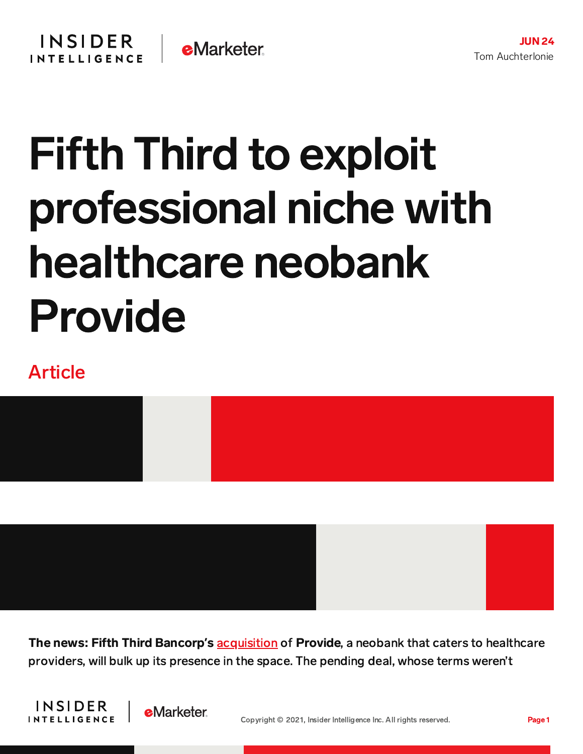JUN 24

Tom Auchterlonie

# Fifth Third to exploit professional niche with healthcare neobank Provide

Article

**The news: Fifth Third Bancorp's** acquisition of **Provide**, a neobank that caters to healthcare providers, will bulk up its presence in the space. The pending deal, whose terms weren't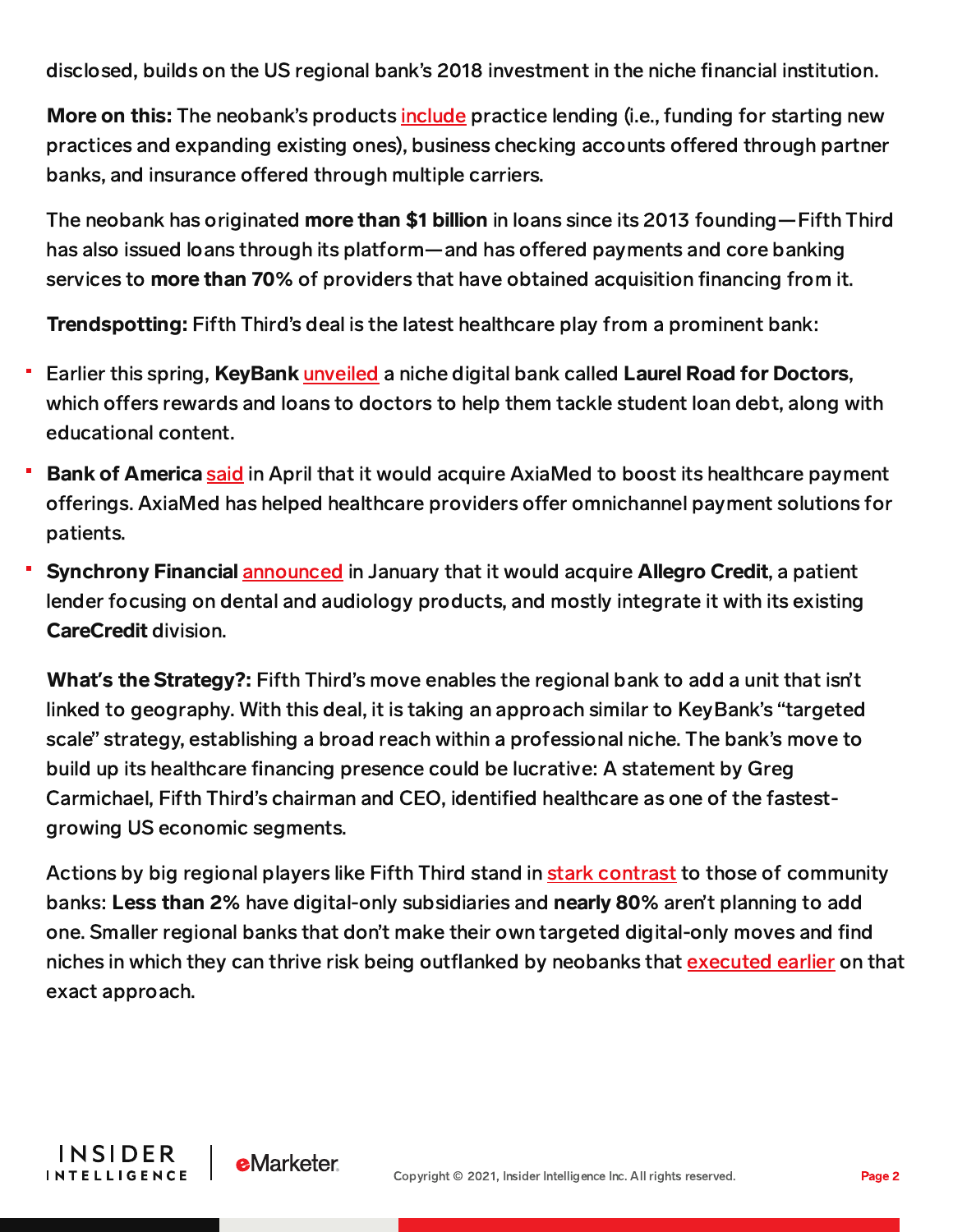disclosed, builds on the US regional bank's 2018 investment in the niche financial institution.

**More on this:** The neobank's products include practice lending (i.e., funding for starting new practices and expanding existing ones), business checking accounts offered through partner banks, and insurance offered through multiple carriers.

The neobank has originated **more than $1 billion** in loans since its 2013 founding—Fifth Third has also issued loans through its platform—and has offered payments and core banking services to **more than 70%** of providers that have obtained acquisition financing from it.

**Trendspotting:** Fifth Third's deal is the latest healthcare play from a prominent bank:

- Earlier this spring, **KeyBank** unveiled a niche digital bank called **Laurel Road for Doctors**, which offers rewards and loans to doctors to help them tackle student loan debt, along with educational content.
- **Bank of America** said in April that it would acquire AxiaMed to boost its healthcare payment offerings. AxiaMed has helped healthcare providers offer omnichannel payment solutions for patients.
- **Synchrony Financial** announced in January that it would acquire **Allegro Credit**, a patient lender focusing on dental and audiology products, and mostly integrate it with its existing **CareCredit** division.

**What's the Strategy?:** Fifth Third's move enables the regional bank to add a unit that isn't linked to geography. With this deal, it is taking an approach similar to KeyBank's "targeted scale" strategy, establishing a broad reach within a professional niche. The bank's move to build up its healthcare financing presence could be lucrative: A statement by Greg Carmichael, Fifth Third's chairman and CEO, identified healthcare as one of the fastest-growing US economic segments.

Actions by big regional players like Fifth Third stand in stark contrast to those of community banks: **Less than 2%** have digital-only subsidiaries and **nearly 80%** aren't planning to add one. Smaller regional banks that don't make their own targeted digital-only moves and find niches in which they can thrive risk being outflanked by neobanks that executed earlier on that exact approach.